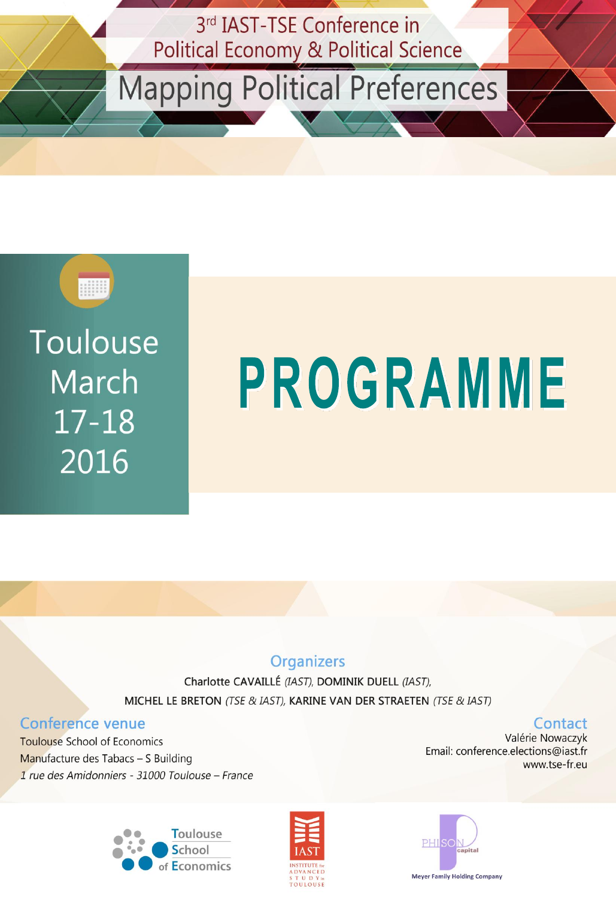# 3rd IAST-TSE Conference in Political Economy & Political Science

## Mapping Political Preferences

Toulouse
March
17-18
2016

# PROGRAMME

### Organizers

Charlotte CAVAILLÉ *(IAST)*, DOMINIK DUELL *(IAST)*,
MICHEL LE BRETON *(TSE & IAST)*, KARINE VAN DER STRAETEN *(TSE & IAST)*

### Conference venue

Toulouse School of Economics
Manufacture des Tabacs – S Building
*1 rue des Amidonniers - 31000 Toulouse – France*

### Contact

Valérie Nowaczyk
Email: conference.elections@iast.fr
www.tse-fr.eu

Toulouse School of Economics

IAST INSTITUTE for ADVANCED STUDY in TOULOUSE

PHISON capital
Meyer Family Holding Company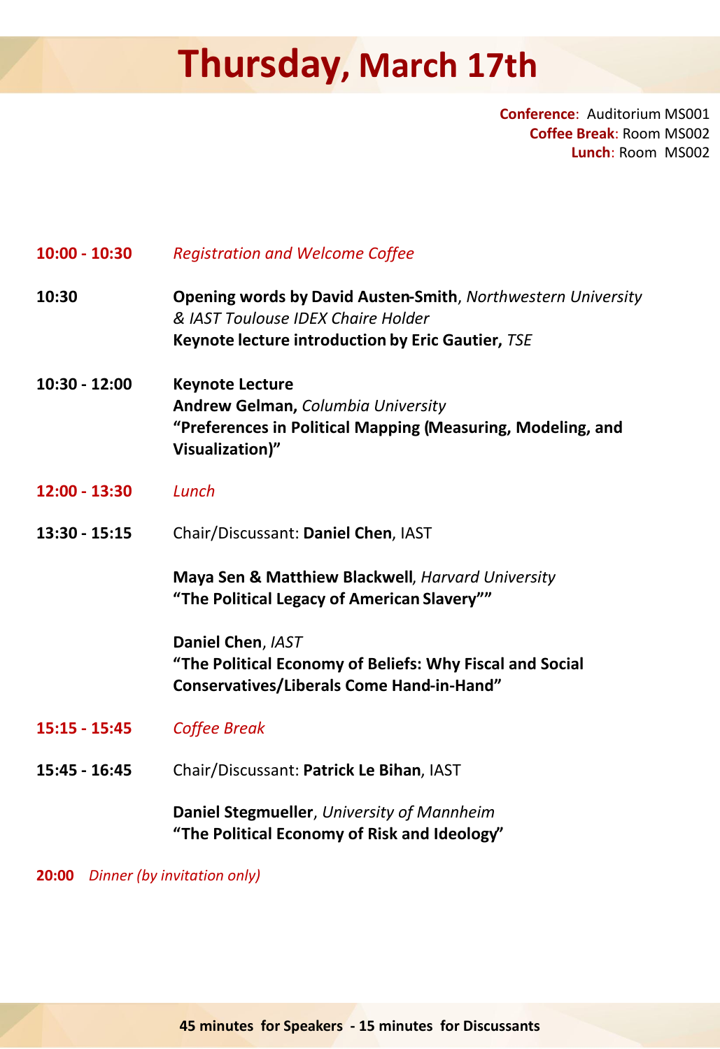# Thursday, March 17th

**Conference**: Auditorium MS001
**Coffee Break**: Room MS002
**Lunch**: Room MS002

**10:00 - 10:30** *Registration and Welcome Coffee*

**10:30** **Opening words by David Austen-Smith**, *Northwestern University & IAST Toulouse IDEX Chaire Holder*
**Keynote lecture introduction by Eric Gautier,** *TSE*

**10:30 - 12:00** **Keynote Lecture**
**Andrew Gelman,** *Columbia University*
**"Preferences in Political Mapping (Measuring, Modeling, and Visualization)"**

**12:00 - 13:30** *Lunch*

**13:30 - 15:15** Chair/Discussant: **Daniel Chen**, IAST

**Maya Sen & Matthiew Blackwell**, *Harvard University*
**"The Political Legacy of American Slavery""**

**Daniel Chen**, *IAST*
**"The Political Economy of Beliefs: Why Fiscal and Social Conservatives/Liberals Come Hand-in-Hand"**

**15:15 - 15:45** *Coffee Break*

**15:45 - 16:45** Chair/Discussant: **Patrick Le Bihan**, IAST

**Daniel Stegmueller**, *University of Mannheim*
**"The Political Economy of Risk and Ideology"**

**20:00** *Dinner (by invitation only)*

**45 minutes for Speakers - 15 minutes for Discussants**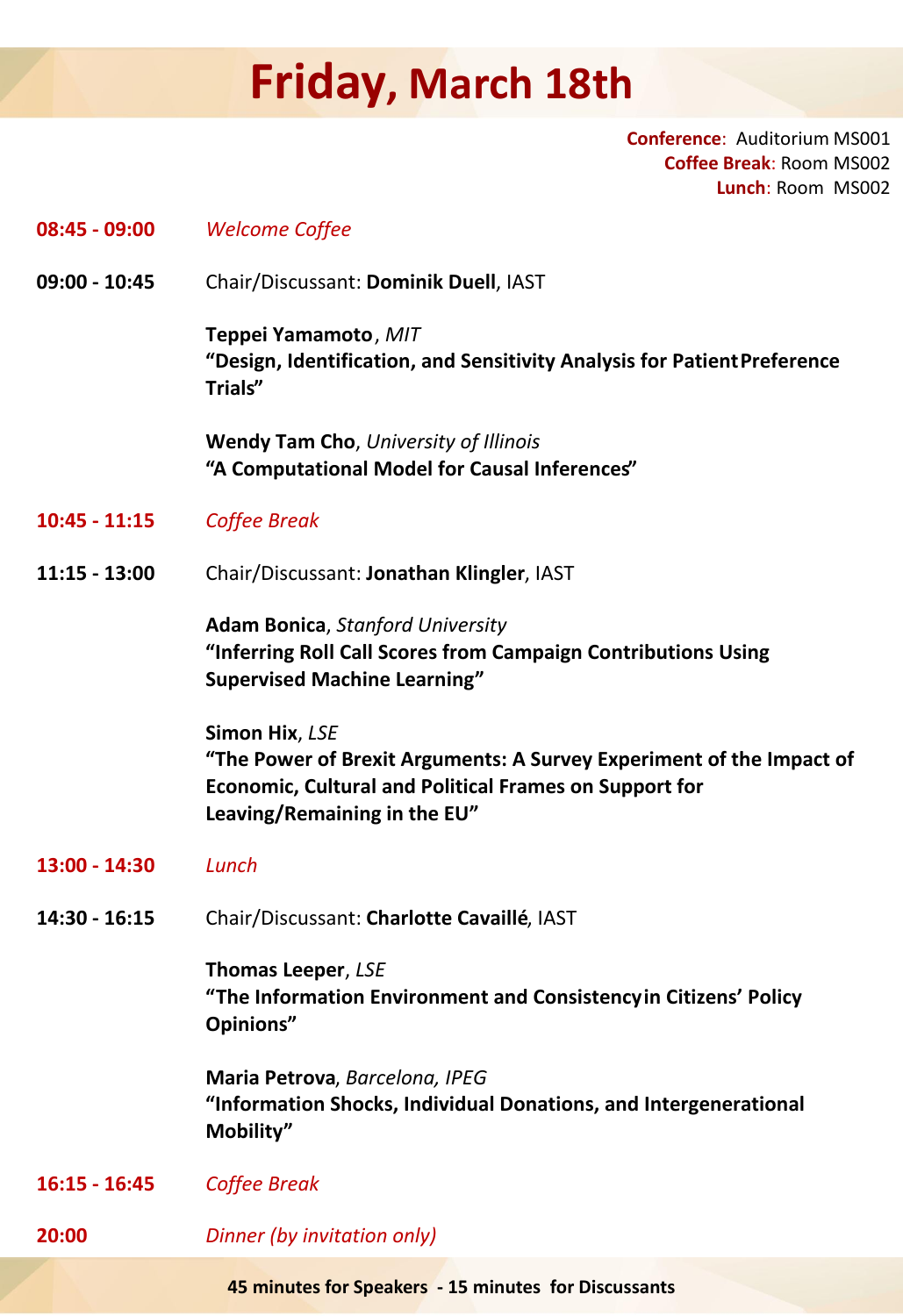# Friday, March 18th

**Conference**: Auditorium MS001
**Coffee Break**: Room MS002
**Lunch**: Room MS002

**08:45 - 09:00** *Welcome Coffee*

**09:00 - 10:45** Chair/Discussant: **Dominik Duell**, IAST

**Teppei Yamamoto**, *MIT*
**"Design, Identification, and Sensitivity Analysis for Patient Preference Trials"**

**Wendy Tam Cho**, *University of Illinois*
**"A Computational Model for Causal Inferences"**

**10:45 - 11:15** *Coffee Break*

**11:15 - 13:00** Chair/Discussant: **Jonathan Klingler**, IAST

**Adam Bonica**, *Stanford University*
**"Inferring Roll Call Scores from Campaign Contributions Using Supervised Machine Learning"**

**Simon Hix**, *LSE*
**"The Power of Brexit Arguments: A Survey Experiment of the Impact of Economic, Cultural and Political Frames on Support for Leaving/Remaining in the EU"**

**13:00 - 14:30** *Lunch*

**14:30 - 16:15** Chair/Discussant: **Charlotte Cavaillé**, IAST

**Thomas Leeper**, *LSE*
**"The Information Environment and Consistency in Citizens' Policy Opinions"**

**Maria Petrova**, *Barcelona, IPEG*
**"Information Shocks, Individual Donations, and Intergenerational Mobility"**

**16:15 - 16:45** *Coffee Break*

**20:00** *Dinner (by invitation only)*

**45 minutes for Speakers - 15 minutes for Discussants**